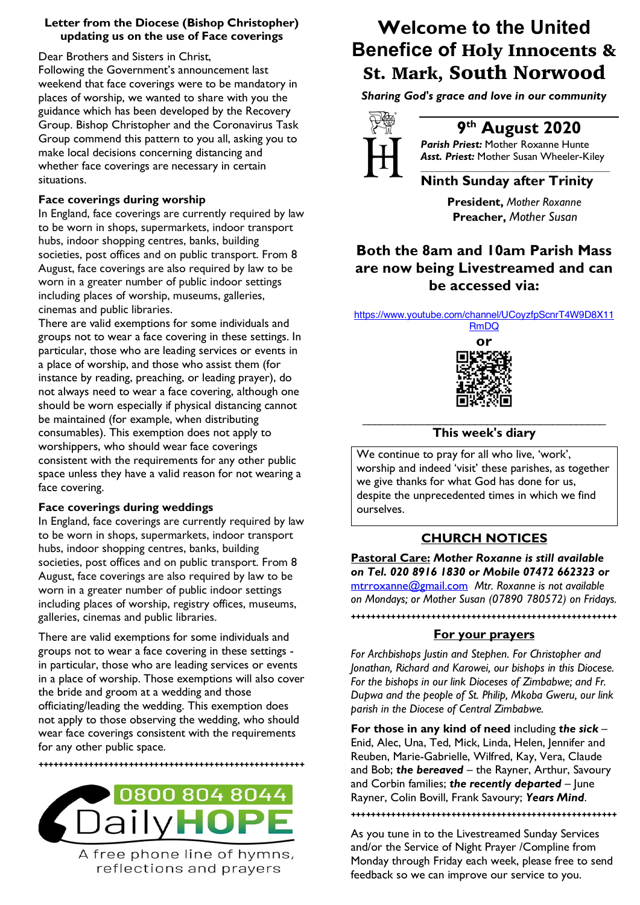**Letter from the Diocese (Bishop Christopher) updating us on the use of Face coverings**

Dear Brothers and Sisters in Christ,
Following the Government's announcement last weekend that face coverings were to be mandatory in places of worship, we wanted to share with you the guidance which has been developed by the Recovery Group. Bishop Christopher and the Coronavirus Task Group commend this pattern to you all, asking you to make local decisions concerning distancing and whether face coverings are necessary in certain situations.

**Face coverings during worship**

In England, face coverings are currently required by law to be worn in shops, supermarkets, indoor transport hubs, indoor shopping centres, banks, building societies, post offices and on public transport. From 8 August, face coverings are also required by law to be worn in a greater number of public indoor settings including places of worship, museums, galleries, cinemas and public libraries.
There are valid exemptions for some individuals and groups not to wear a face covering in these settings. In particular, those who are leading services or events in a place of worship, and those who assist them (for instance by reading, preaching, or leading prayer), do not always need to wear a face covering, although one should be worn especially if physical distancing cannot be maintained (for example, when distributing consumables). This exemption does not apply to worshippers, who should wear face coverings consistent with the requirements for any other public space unless they have a valid reason for not wearing a face covering.

**Face coverings during weddings**

In England, face coverings are currently required by law to be worn in shops, supermarkets, indoor transport hubs, indoor shopping centres, banks, building societies, post offices and on public transport. From 8 August, face coverings are also required by law to be worn in a greater number of public indoor settings including places of worship, registry offices, museums, galleries, cinemas and public libraries.

There are valid exemptions for some individuals and groups not to wear a face covering in these settings - in particular, those who are leading services or events in a place of worship. Those exemptions will also cover the bride and groom at a wedding and those officiating/leading the wedding. This exemption does not apply to those observing the wedding, who should wear face coverings consistent with the requirements for any other public space.

++++++++++++++++++++++++++++++++++++++++++++++++++++++++

0800 804 8044
DailyHOPE
A free phone line of hymns, reflections and prayers

# Welcome to the United Benefice of Holy Innocents & St. Mark, South Norwood

*Sharing God's grace and love in our community*

## 9th August 2020

***Parish Priest:*** Mother Roxanne Hunte
***Asst. Priest:*** Mother Susan Wheeler-Kiley

## Ninth Sunday after Trinity

**President,** *Mother Roxanne*
**Preacher,** *Mother Susan*

## Both the 8am and 10am Parish Mass are now being Livestreamed and can be accessed via:

https://www.youtube.com/channel/UCoyzfpScnrT4W9D8X11RmDQ

**or**

---

**This week's diary**

We continue to pray for all who live, 'work', worship and indeed 'visit' these parishes, as together we give thanks for what God has done for us, despite the unprecedented times in which we find ourselves.

## CHURCH NOTICES

**Pastoral Care:** ***Mother Roxanne is still available on Tel. 020 8916 1830 or Mobile 07472 662323 or*** mtrroxanne@gmail.com *Mtr. Roxanne is not available on Mondays; or Mother Susan (07890 780572) on Fridays.*

++++++++++++++++++++++++++++++++++++++++++++++++++++++++

**For your prayers**

*For Archbishops Justin and Stephen. For Christopher and Jonathan, Richard and Karowei, our bishops in this Diocese. For the bishops in our link Dioceses of Zimbabwe; and Fr. Dupwa and the people of St. Philip, Mkoba Gweru, our link parish in the Diocese of Central Zimbabwe.*

**For those in any kind of need** including ***the sick*** – Enid, Alec, Una, Ted, Mick, Linda, Helen, Jennifer and Reuben, Marie-Gabrielle, Wilfred, Kay, Vera, Claude and Bob; ***the bereaved*** – the Rayner, Arthur, Savoury and Corbin families; ***the recently departed*** – June Rayner, Colin Bovill, Frank Savoury; ***Years Mind***.

++++++++++++++++++++++++++++++++++++++++++++++++++++++++

As you tune in to the Livestreamed Sunday Services and/or the Service of Night Prayer /Compline from Monday through Friday each week, please free to send feedback so we can improve our service to you.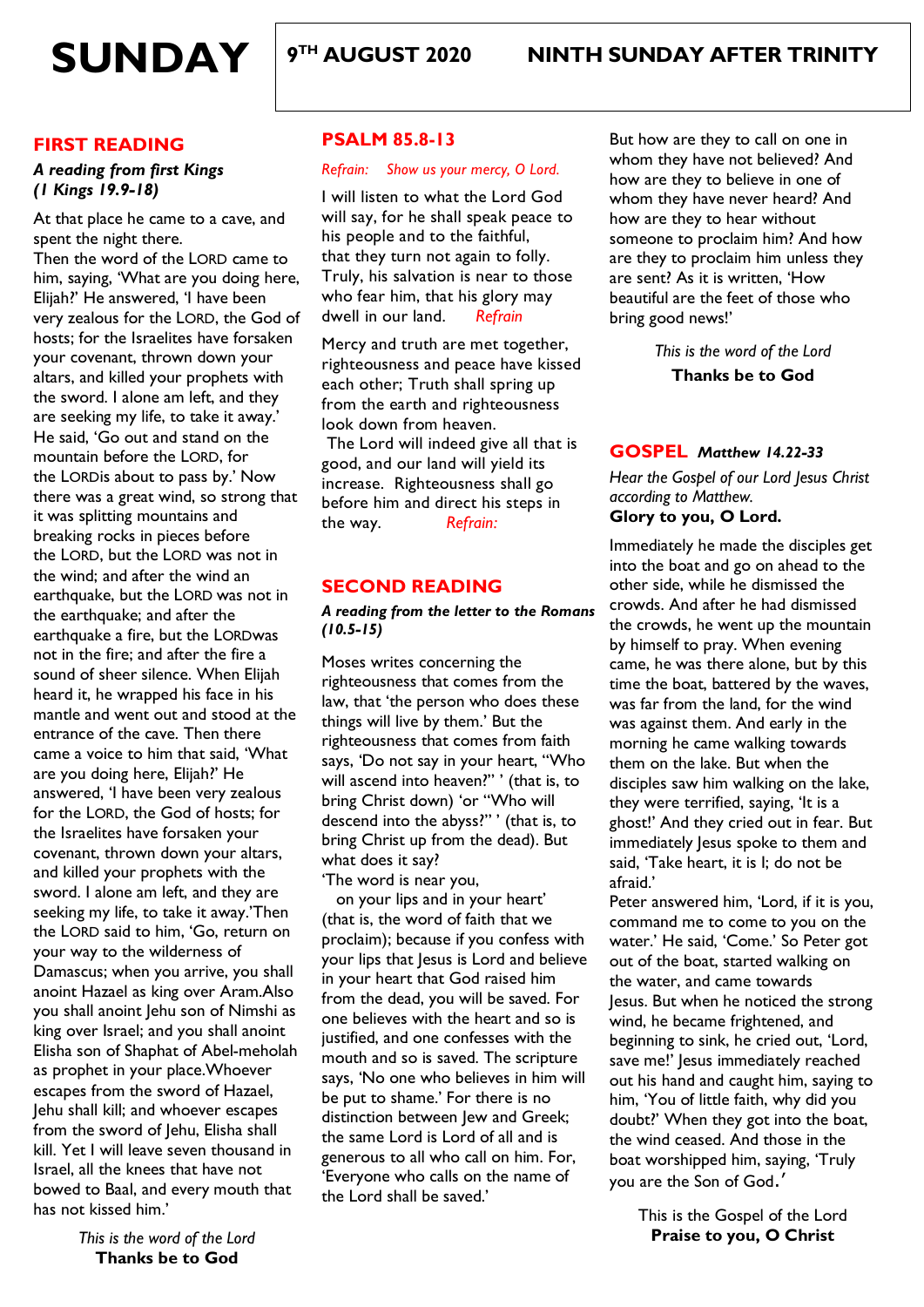# SUNDAY

**9TH AUGUST 2020 NINTH SUNDAY AFTER TRINITY**

## FIRST READING

***A reading from first Kings (1 Kings 19.9-18)***

At that place he came to a cave, and spent the night there.
Then the word of the LORD came to him, saying, 'What are you doing here, Elijah?' He answered, 'I have been very zealous for the LORD, the God of hosts; for the Israelites have forsaken your covenant, thrown down your altars, and killed your prophets with the sword. I alone am left, and they are seeking my life, to take it away.' He said, 'Go out and stand on the mountain before the LORD, for the LORDis about to pass by.' Now there was a great wind, so strong that it was splitting mountains and breaking rocks in pieces before the LORD, but the LORD was not in the wind; and after the wind an earthquake, but the LORD was not in the earthquake; and after the earthquake a fire, but the LORDwas not in the fire; and after the fire a sound of sheer silence. When Elijah heard it, he wrapped his face in his mantle and went out and stood at the entrance of the cave. Then there came a voice to him that said, 'What are you doing here, Elijah?' He answered, 'I have been very zealous for the LORD, the God of hosts; for the Israelites have forsaken your covenant, thrown down your altars, and killed your prophets with the sword. I alone am left, and they are seeking my life, to take it away.'Then the LORD said to him, 'Go, return on your way to the wilderness of Damascus; when you arrive, you shall anoint Hazael as king over Aram.Also you shall anoint Jehu son of Nimshi as king over Israel; and you shall anoint Elisha son of Shaphat of Abel-meholah as prophet in your place.Whoever escapes from the sword of Hazael, Jehu shall kill; and whoever escapes from the sword of Jehu, Elisha shall kill. Yet I will leave seven thousand in Israel, all the knees that have not bowed to Baal, and every mouth that has not kissed him.'

*This is the word of the Lord*
**Thanks be to God**

## PSALM 85.8-13

*Refrain: Show us your mercy, O Lord.*

I will listen to what the Lord God will say, for he shall speak peace to his people and to the faithful, that they turn not again to folly. Truly, his salvation is near to those who fear him, that his glory may dwell in our land. *Refrain*

Mercy and truth are met together, righteousness and peace have kissed each other; Truth shall spring up from the earth and righteousness look down from heaven.
The Lord will indeed give all that is good, and our land will yield its increase. Righteousness shall go before him and direct his steps in the way. *Refrain:*

## SECOND READING

***A reading from the letter to the Romans (10.5-15)***

Moses writes concerning the righteousness that comes from the law, that 'the person who does these things will live by them.' But the righteousness that comes from faith says, 'Do not say in your heart, "Who will ascend into heaven?" ' (that is, to bring Christ down) 'or "Who will descend into the abyss?" ' (that is, to bring Christ up from the dead). But what does it say?
'The word is near you,
on your lips and in your heart'
(that is, the word of faith that we proclaim); because if you confess with your lips that Jesus is Lord and believe in your heart that God raised him from the dead, you will be saved. For one believes with the heart and so is justified, and one confesses with the mouth and so is saved. The scripture says, 'No one who believes in him will be put to shame.' For there is no distinction between Jew and Greek; the same Lord is Lord of all and is generous to all who call on him. For, 'Everyone who calls on the name of the Lord shall be saved.'

But how are they to call on one in whom they have not believed? And how are they to believe in one of whom they have never heard? And how are they to hear without someone to proclaim him? And how are they to proclaim him unless they are sent? As it is written, 'How beautiful are the feet of those who bring good news!'

*This is the word of the Lord*
**Thanks be to God**

## GOSPEL *Matthew 14.22-33*

*Hear the Gospel of our Lord Jesus Christ according to Matthew.*
**Glory to you, O Lord.**

Immediately he made the disciples get into the boat and go on ahead to the other side, while he dismissed the crowds. And after he had dismissed the crowds, he went up the mountain by himself to pray. When evening came, he was there alone, but by this time the boat, battered by the waves, was far from the land, for the wind was against them. And early in the morning he came walking towards them on the lake. But when the disciples saw him walking on the lake, they were terrified, saying, 'It is a ghost!' And they cried out in fear. But immediately Jesus spoke to them and said, 'Take heart, it is I; do not be afraid.'
Peter answered him, 'Lord, if it is you, command me to come to you on the water.' He said, 'Come.' So Peter got out of the boat, started walking on the water, and came towards Jesus. But when he noticed the strong wind, he became frightened, and beginning to sink, he cried out, 'Lord, save me!' Jesus immediately reached out his hand and caught him, saying to him, 'You of little faith, why did you doubt?' When they got into the boat, the wind ceased. And those in the boat worshipped him, saying, 'Truly you are the Son of God.'

This is the Gospel of the Lord
**Praise to you, O Christ**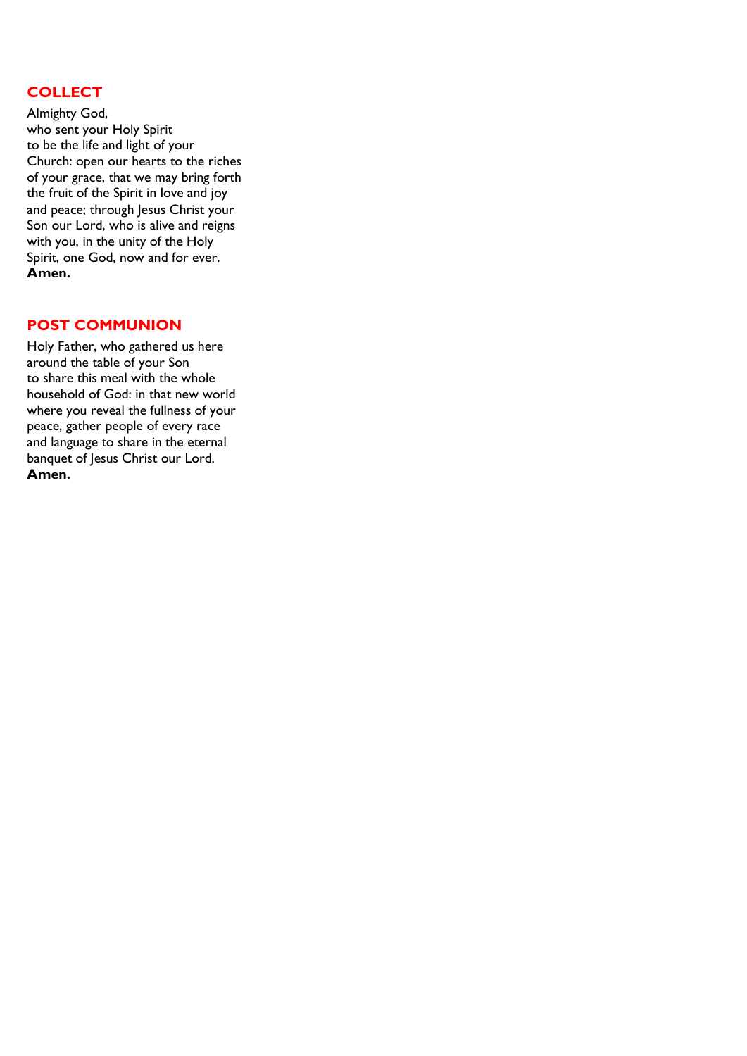## COLLECT

Almighty God,
who sent your Holy Spirit
to be the life and light of your
Church: open our hearts to the riches
of your grace, that we may bring forth
the fruit of the Spirit in love and joy
and peace; through Jesus Christ your
Son our Lord, who is alive and reigns
with you, in the unity of the Holy
Spirit, one God, now and for ever.
**Amen.**

## POST COMMUNION

Holy Father, who gathered us here
around the table of your Son
to share this meal with the whole
household of God: in that new world
where you reveal the fullness of your
peace, gather people of every race
and language to share in the eternal
banquet of Jesus Christ our Lord.
**Amen.**